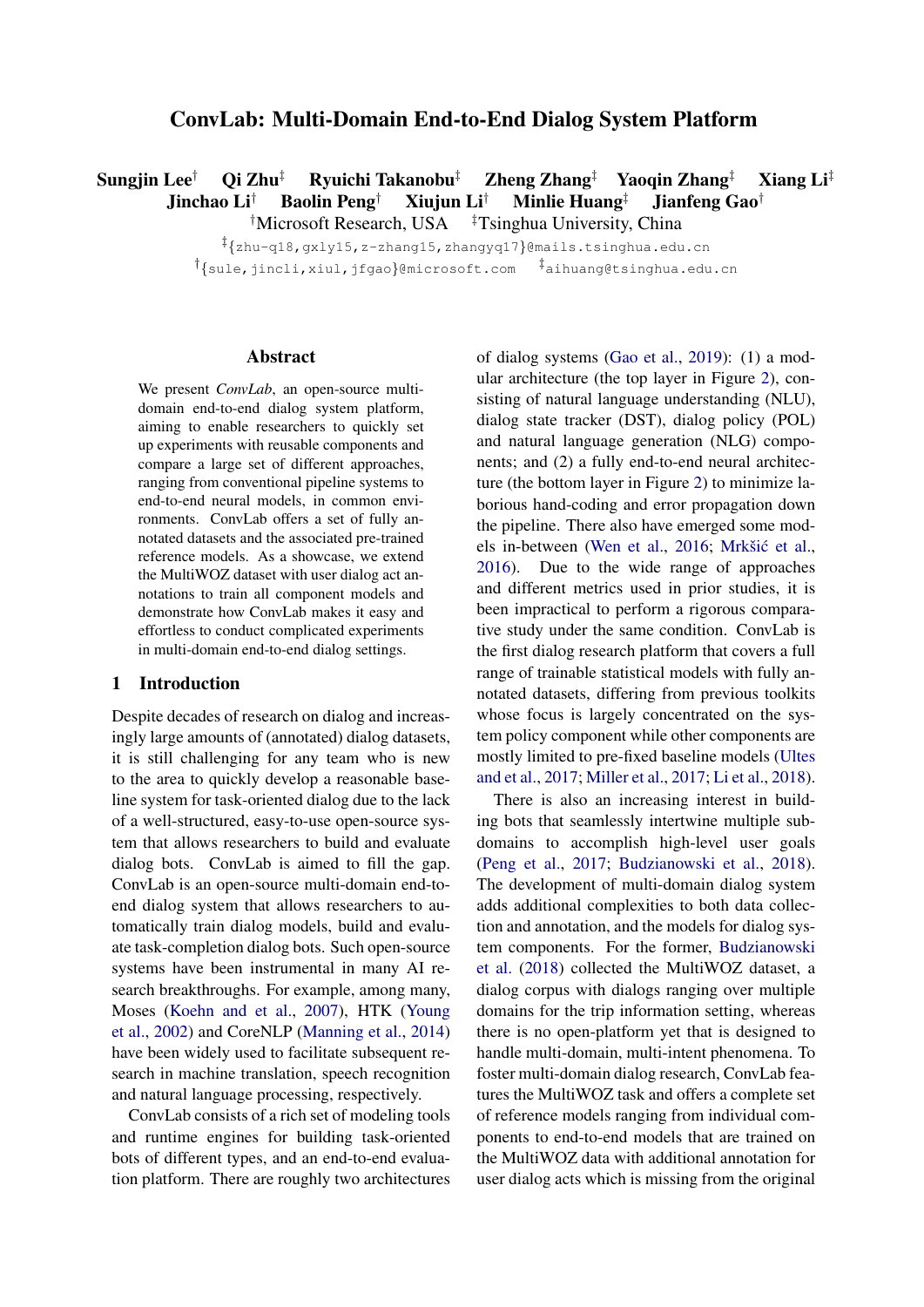# ConvLab: Multi-Domain End-to-End Dialog System Platform

**Sungjin Lee**[†] **Qi Zhu**[‡] **Ryuichi Takanobu**[‡] **Zheng Zhang**[‡] **Yaoqin Zhang**[‡] **Xiang Li**[‡] **Jinchao Li**[†] **Baolin Peng**[†] **Xiujun Li**[†] **Minlie Huang**[‡] **Jianfeng Gao**[†]

[†]Microsoft Research, USA [‡]Tsinghua University, China

[‡]{zhu-q18,gxly15,z-zhang15,zhangyq17}@mails.tsinghua.edu.cn

[†]{sule,jincli,xiul,jfgao}@microsoft.com [‡]aihuang@tsinghua.edu.cn

## Abstract

We present *ConvLab*, an open-source multi-domain end-to-end dialog system platform, aiming to enable researchers to quickly set up experiments with reusable components and compare a large set of different approaches, ranging from conventional pipeline systems to end-to-end neural models, in common environments. ConvLab offers a set of fully annotated datasets and the associated pre-trained reference models. As a showcase, we extend the MultiWOZ dataset with user dialog act annotations to train all component models and demonstrate how ConvLab makes it easy and effortless to conduct complicated experiments in multi-domain end-to-end dialog settings.

## 1 Introduction

Despite decades of research on dialog and increasingly large amounts of (annotated) dialog datasets, it is still challenging for any team who is new to the area to quickly develop a reasonable baseline system for task-oriented dialog due to the lack of a well-structured, easy-to-use open-source system that allows researchers to build and evaluate dialog bots. ConvLab is aimed to fill the gap. ConvLab is an open-source multi-domain end-to-end dialog system that allows researchers to automatically train dialog models, build and evaluate task-completion dialog bots. Such open-source systems have been instrumental in many AI research breakthroughs. For example, among many, Moses (Koehn and et al., 2007), HTK (Young et al., 2002) and CoreNLP (Manning et al., 2014) have been widely used to facilitate subsequent research in machine translation, speech recognition and natural language processing, respectively.

ConvLab consists of a rich set of modeling tools and runtime engines for building task-oriented bots of different types, and an end-to-end evaluation platform. There are roughly two architectures of dialog systems (Gao et al., 2019): (1) a modular architecture (the top layer in Figure 2), consisting of natural language understanding (NLU), dialog state tracker (DST), dialog policy (POL) and natural language generation (NLG) components; and (2) a fully end-to-end neural architecture (the bottom layer in Figure 2) to minimize laborious hand-coding and error propagation down the pipeline. There also have emerged some models in-between (Wen et al., 2016; Mrkšić et al., 2016). Due to the wide range of approaches and different metrics used in prior studies, it is been impractical to perform a rigorous comparative study under the same condition. ConvLab is the first dialog research platform that covers a full range of trainable statistical models with fully annotated datasets, differing from previous toolkits whose focus is largely concentrated on the system policy component while other components are mostly limited to pre-fixed baseline models (Ultes and et al., 2017; Miller et al., 2017; Li et al., 2018).

There is also an increasing interest in building bots that seamlessly intertwine multiple subdomains to accomplish high-level user goals (Peng et al., 2017; Budzianowski et al., 2018). The development of multi-domain dialog system adds additional complexities to both data collection and annotation, and the models for dialog system components. For the former, Budzianowski et al. (2018) collected the MultiWOZ dataset, a dialog corpus with dialogs ranging over multiple domains for the trip information setting, whereas there is no open-platform yet that is designed to handle multi-domain, multi-intent phenomena. To foster multi-domain dialog research, ConvLab features the MultiWOZ task and offers a complete set of reference models ranging from individual components to end-to-end models that are trained on the MultiWOZ data with additional annotation for user dialog acts which is missing from the original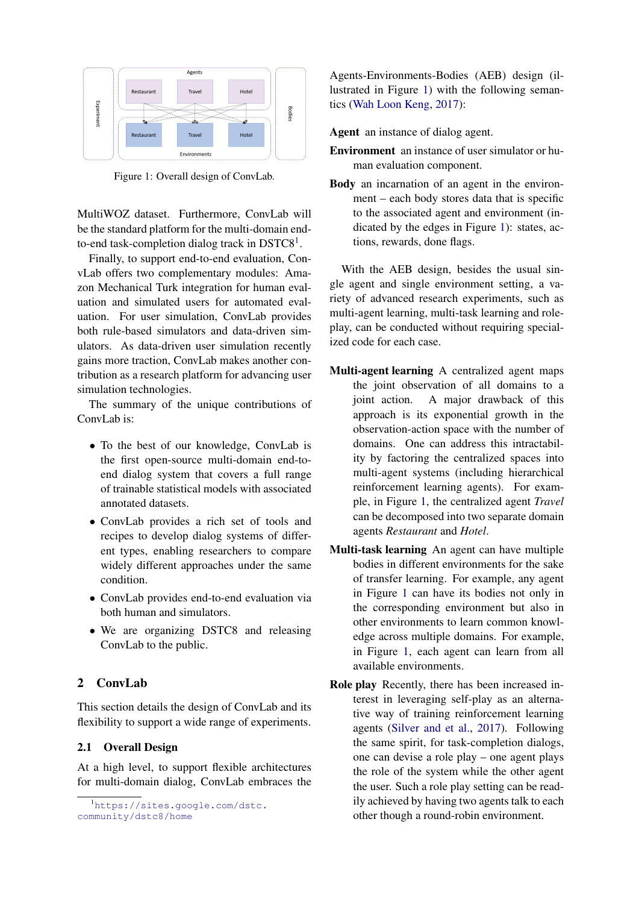Figure 1: Overall design of ConvLab.

MultiWOZ dataset. Furthermore, ConvLab will be the standard platform for the multi-domain end-to-end task-completion dialog track in DSTC8[1].

Finally, to support end-to-end evaluation, ConvLab offers two complementary modules: Amazon Mechanical Turk integration for human evaluation and simulated users for automated evaluation. For user simulation, ConvLab provides both rule-based simulators and data-driven simulators. As data-driven user simulation recently gains more traction, ConvLab makes another contribution as a research platform for advancing user simulation technologies.

The summary of the unique contributions of ConvLab is:

- To the best of our knowledge, ConvLab is the first open-source multi-domain end-to-end dialog system that covers a full range of trainable statistical models with associated annotated datasets.
- ConvLab provides a rich set of tools and recipes to develop dialog systems of different types, enabling researchers to compare widely different approaches under the same condition.
- ConvLab provides end-to-end evaluation via both human and simulators.
- We are organizing DSTC8 and releasing ConvLab to the public.

## 2 ConvLab

This section details the design of ConvLab and its flexibility to support a wide range of experiments.

### 2.1 Overall Design

At a high level, to support flexible architectures for multi-domain dialog, ConvLab embraces the Agents-Environments-Bodies (AEB) design (illustrated in Figure 1) with the following semantics (Wah Loon Keng, 2017):

**Agent** an instance of dialog agent.

**Environment** an instance of user simulator or human evaluation component.

**Body** an incarnation of an agent in the environment – each body stores data that is specific to the associated agent and environment (indicated by the edges in Figure 1): states, actions, rewards, done flags.

With the AEB design, besides the usual single agent and single environment setting, a variety of advanced research experiments, such as multi-agent learning, multi-task learning and role-play, can be conducted without requiring specialized code for each case.

**Multi-agent learning** A centralized agent maps the joint observation of all domains to a joint action. A major drawback of this approach is its exponential growth in the observation-action space with the number of domains. One can address this intractability by factoring the centralized spaces into multi-agent systems (including hierarchical reinforcement learning agents). For example, in Figure 1, the centralized agent *Travel* can be decomposed into two separate domain agents *Restaurant* and *Hotel*.

**Multi-task learning** An agent can have multiple bodies in different environments for the sake of transfer learning. For example, any agent in Figure 1 can have its bodies not only in the corresponding environment but also in other environments to learn common knowledge across multiple domains. For example, in Figure 1, each agent can learn from all available environments.

**Role play** Recently, there has been increased interest in leveraging self-play as an alternative way of training reinforcement learning agents (Silver and et al., 2017). Following the same spirit, for task-completion dialogs, one can devise a role play – one agent plays the role of the system while the other agent the user. Such a role play setting can be readily achieved by having two agents talk to each other though a round-robin environment.

[1] https://sites.google.com/dstc.community/dstc8/home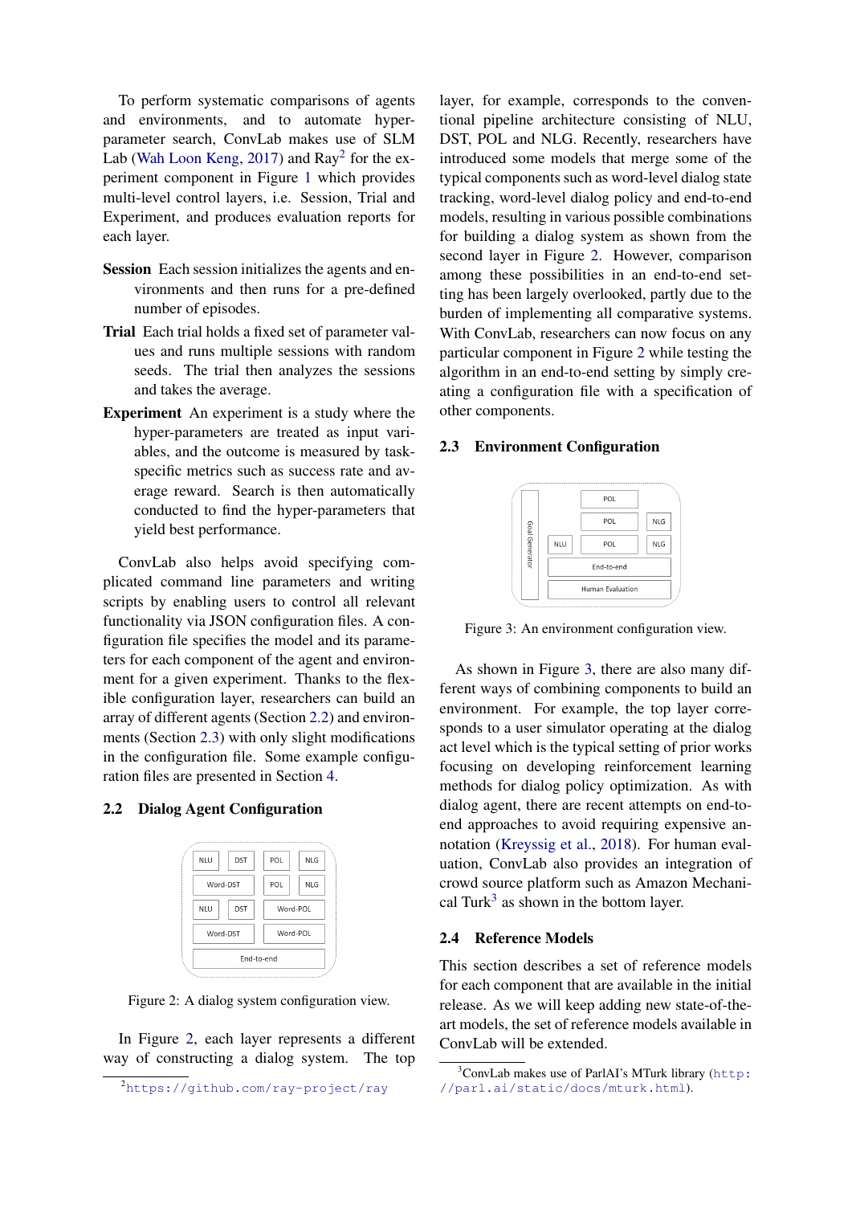To perform systematic comparisons of agents and environments, and to automate hyper-parameter search, ConvLab makes use of SLM Lab (Wah Loon Keng, 2017) and Ray[2] for the experiment component in Figure 1 which provides multi-level control layers, i.e. Session, Trial and Experiment, and produces evaluation reports for each layer.

**Session** Each session initializes the agents and environments and then runs for a pre-defined number of episodes.

**Trial** Each trial holds a fixed set of parameter values and runs multiple sessions with random seeds. The trial then analyzes the sessions and takes the average.

**Experiment** An experiment is a study where the hyper-parameters are treated as input variables, and the outcome is measured by task-specific metrics such as success rate and average reward. Search is then automatically conducted to find the hyper-parameters that yield best performance.

ConvLab also helps avoid specifying complicated command line parameters and writing scripts by enabling users to control all relevant functionality via JSON configuration files. A configuration file specifies the model and its parameters for each component of the agent and environment for a given experiment. Thanks to the flexible configuration layer, researchers can build an array of different agents (Section 2.2) and environments (Section 2.3) with only slight modifications in the configuration file. Some example configuration files are presented in Section 4.

## 2.2 Dialog Agent Configuration

Figure 2: A dialog system configuration view.

In Figure 2, each layer represents a different way of constructing a dialog system. The top layer, for example, corresponds to the conventional pipeline architecture consisting of NLU, DST, POL and NLG. Recently, researchers have introduced some models that merge some of the typical components such as word-level dialog state tracking, word-level dialog policy and end-to-end models, resulting in various possible combinations for building a dialog system as shown from the second layer in Figure 2. However, comparison among these possibilities in an end-to-end setting has been largely overlooked, partly due to the burden of implementing all comparative systems. With ConvLab, researchers can now focus on any particular component in Figure 2 while testing the algorithm in an end-to-end setting by simply creating a configuration file with a specification of other components.

## 2.3 Environment Configuration

Figure 3: An environment configuration view.

As shown in Figure 3, there are also many different ways of combining components to build an environment. For example, the top layer corresponds to a user simulator operating at the dialog act level which is the typical setting of prior works focusing on developing reinforcement learning methods for dialog policy optimization. As with dialog agent, there are recent attempts on end-to-end approaches to avoid requiring expensive annotation (Kreyssig et al., 2018). For human evaluation, ConvLab also provides an integration of crowd source platform such as Amazon Mechanical Turk[3] as shown in the bottom layer.

## 2.4 Reference Models

This section describes a set of reference models for each component that are available in the initial release. As we will keep adding new state-of-the-art models, the set of reference models available in ConvLab will be extended.

[2] https://github.com/ray-project/ray

[3] ConvLab makes use of ParlAI's MTurk library (http://parl.ai/static/docs/mturk.html).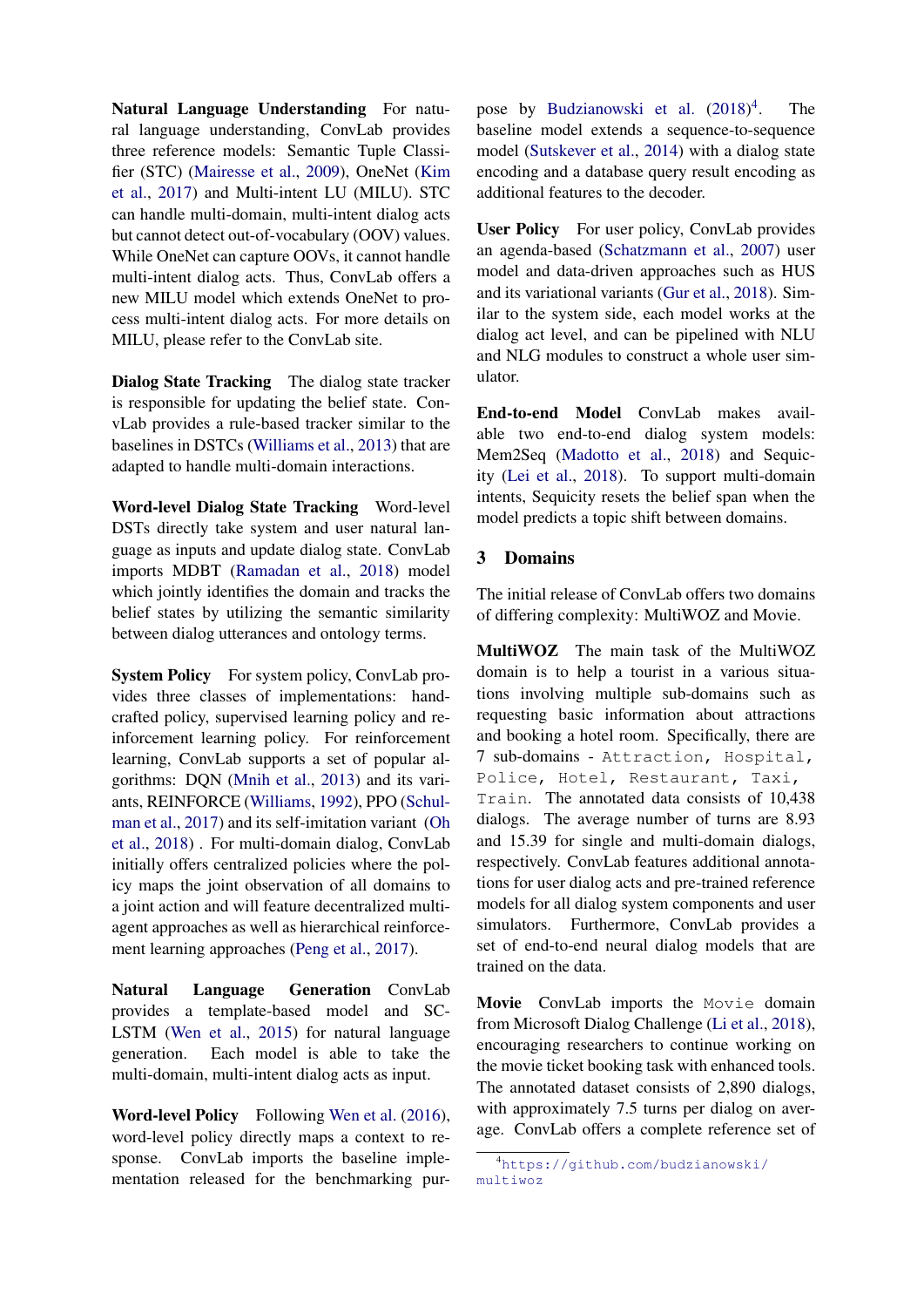**Natural Language Understanding** For natural language understanding, ConvLab provides three reference models: Semantic Tuple Classifier (STC) (Mairesse et al., 2009), OneNet (Kim et al., 2017) and Multi-intent LU (MILU). STC can handle multi-domain, multi-intent dialog acts but cannot detect out-of-vocabulary (OOV) values. While OneNet can capture OOVs, it cannot handle multi-intent dialog acts. Thus, ConvLab offers a new MILU model which extends OneNet to process multi-intent dialog acts. For more details on MILU, please refer to the ConvLab site.

**Dialog State Tracking** The dialog state tracker is responsible for updating the belief state. ConvLab provides a rule-based tracker similar to the baselines in DSTCs (Williams et al., 2013) that are adapted to handle multi-domain interactions.

**Word-level Dialog State Tracking** Word-level DSTs directly take system and user natural language as inputs and update dialog state. ConvLab imports MDBT (Ramadan et al., 2018) model which jointly identifies the domain and tracks the belief states by utilizing the semantic similarity between dialog utterances and ontology terms.

**System Policy** For system policy, ConvLab provides three classes of implementations: handcrafted policy, supervised learning policy and reinforcement learning policy. For reinforcement learning, ConvLab supports a set of popular algorithms: DQN (Mnih et al., 2013) and its variants, REINFORCE (Williams, 1992), PPO (Schulman et al., 2017) and its self-imitation variant (Oh et al., 2018) . For multi-domain dialog, ConvLab initially offers centralized policies where the policy maps the joint observation of all domains to a joint action and will feature decentralized multi-agent approaches as well as hierarchical reinforcement learning approaches (Peng et al., 2017).

**Natural Language Generation** ConvLab provides a template-based model and SC-LSTM (Wen et al., 2015) for natural language generation. Each model is able to take the multi-domain, multi-intent dialog acts as input.

**Word-level Policy** Following Wen et al. (2016), word-level policy directly maps a context to response. ConvLab imports the baseline implementation released for the benchmarking purpose by Budzianowski et al. (2018)[4]. The baseline model extends a sequence-to-sequence model (Sutskever et al., 2014) with a dialog state encoding and a database query result encoding as additional features to the decoder.

**User Policy** For user policy, ConvLab provides an agenda-based (Schatzmann et al., 2007) user model and data-driven approaches such as HUS and its variational variants (Gur et al., 2018). Similar to the system side, each model works at the dialog act level, and can be pipelined with NLU and NLG modules to construct a whole user simulator.

**End-to-end Model** ConvLab makes available two end-to-end dialog system models: Mem2Seq (Madotto et al., 2018) and Sequicity (Lei et al., 2018). To support multi-domain intents, Sequicity resets the belief span when the model predicts a topic shift between domains.

## 3 Domains

The initial release of ConvLab offers two domains of differing complexity: MultiWOZ and Movie.

**MultiWOZ** The main task of the MultiWOZ domain is to help a tourist in a various situations involving multiple sub-domains such as requesting basic information about attractions and booking a hotel room. Specifically, there are 7 sub-domains - `Attraction`, `Hospital`, `Police`, `Hotel`, `Restaurant`, `Taxi`, `Train`. The annotated data consists of 10,438 dialogs. The average number of turns are 8.93 and 15.39 for single and multi-domain dialogs, respectively. ConvLab features additional annotations for user dialog acts and pre-trained reference models for all dialog system components and user simulators. Furthermore, ConvLab provides a set of end-to-end neural dialog models that are trained on the data.

**Movie** ConvLab imports the `Movie` domain from Microsoft Dialog Challenge (Li et al., 2018), encouraging researchers to continue working on the movie ticket booking task with enhanced tools. The annotated dataset consists of 2,890 dialogs, with approximately 7.5 turns per dialog on average. ConvLab offers a complete reference set of

[4] https://github.com/budzianowski/multiwoz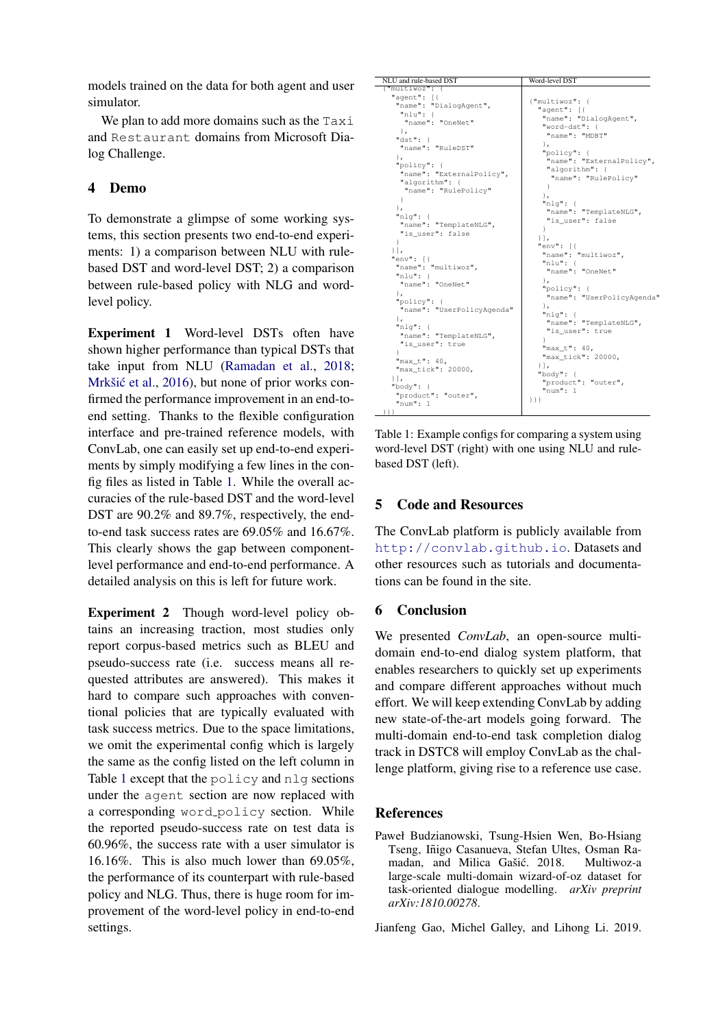models trained on the data for both agent and user simulator.

We plan to add more domains such as the `Taxi` and `Restaurant` domains from Microsoft Dialog Challenge.

## 4 Demo

To demonstrate a glimpse of some working systems, this section presents two end-to-end experiments: 1) a comparison between NLU with rule-based DST and word-level DST; 2) a comparison between rule-based policy with NLG and word-level policy.

**Experiment 1** Word-level DSTs often have shown higher performance than typical DSTs that take input from NLU (Ramadan et al., 2018; Mrkšić et al., 2016), but none of prior works confirmed the performance improvement in an end-to-end setting. Thanks to the flexible configuration interface and pre-trained reference models, with ConvLab, one can easily set up end-to-end experiments by simply modifying a few lines in the config files as listed in Table 1. While the overall accuracies of the rule-based DST and the word-level DST are 90.2% and 89.7%, respectively, the end-to-end task success rates are 69.05% and 16.67%. This clearly shows the gap between component-level performance and end-to-end performance. A detailed analysis on this is left for future work.

**Experiment 2** Though word-level policy obtains an increasing traction, most studies only report corpus-based metrics such as BLEU and pseudo-success rate (i.e. success means all requested attributes are answered). This makes it hard to compare such approaches with conventional policies that are typically evaluated with task success metrics. Due to the space limitations, we omit the experimental config which is largely the same as the config listed on the left column in Table 1 except that the `policy` and `nlg` sections under the `agent` section are now replaced with a corresponding `word_policy` section. While the reported pseudo-success rate on test data is 60.96%, the success rate with a user simulator is 16.16%. This is also much lower than 69.05%, the performance of its counterpart with rule-based policy and NLG. Thus, there is huge room for improvement of the word-level policy in end-to-end settings.

| NLU and rule-based DST | Word-level DST |
|---|---|
| <pre>{"multiwoz": {<br>  "agent": [{<br>   "name": "DialogAgent",<br>    "nlu": {<br>     "name": "OneNet"<br>    },<br>   "dst": {<br>     "name": "RuleDST"<br>   },<br>   "policy": {<br>    "name": "ExternalPolicy",<br>    "algorithm": {<br>     "name": "RulePolicy"<br>    }<br>   },<br>   "nlg": {<br>    "name": "TemplateNLG",<br>    "is_user": false<br>   }<br>  }],<br>  "env": [{<br>   "name": "multiwoz",<br>   "nlu": {<br>    "name": "OneNet"<br>   },<br>   "policy": {<br>    "name": "UserPolicyAgenda"<br>   },<br>   "nlg": {<br>    "name": "TemplateNLG",<br>    "is_user": true<br>   }<br>   "max_t": 40,<br>   "max_tick": 20000,<br>  }],<br>  "body": {<br>   "product": "outer",<br>   "num": 1<br>}}}</pre> | <pre>{"multiwoz": {<br>  "agent": [{<br>   "name": "DialogAgent",<br>   "word-dst": {<br>    "name": "MDBT"<br>   },<br>   "policy": {<br>    "name": "ExternalPolicy",<br>    "algorithm": {<br>     "name": "RulePolicy"<br>    }<br>   },<br>   "nlg": {<br>    "name": "TemplateNLG",<br>    "is_user": false<br>   }<br>  }],<br>  "env": [{<br>   "name": "multiwoz",<br>   "nlu": {<br>    "name": "OneNet"<br>   },<br>   "policy": {<br>    "name": "UserPolicyAgenda"<br>   },<br>   "nlg": {<br>    "name": "TemplateNLG",<br>    "is_user": true<br>   }<br>   "max_t": 40,<br>   "max_tick": 20000,<br>  }],<br>  "body": {<br>   "product": "outer",<br>   "num": 1<br>}}}</pre> |

Table 1: Example configs for comparing a system using word-level DST (right) with one using NLU and rule-based DST (left).

## 5 Code and Resources

The ConvLab platform is publicly available from http://convlab.github.io. Datasets and other resources such as tutorials and documentations can be found in the site.

## 6 Conclusion

We presented *ConvLab*, an open-source multi-domain end-to-end dialog system platform, that enables researchers to quickly set up experiments and compare different approaches without much effort. We will keep extending ConvLab by adding new state-of-the-art models going forward. The multi-domain end-to-end task completion dialog track in DSTC8 will employ ConvLab as the challenge platform, giving rise to a reference use case.

## References

Paweł Budzianowski, Tsung-Hsien Wen, Bo-Hsiang Tseng, Iñigo Casanueva, Stefan Ultes, Osman Ramadan, and Milica Gašić. 2018. Multiwoz-a large-scale multi-domain wizard-of-oz dataset for task-oriented dialogue modelling. *arXiv preprint arXiv:1810.00278*.

Jianfeng Gao, Michel Galley, and Lihong Li. 2019.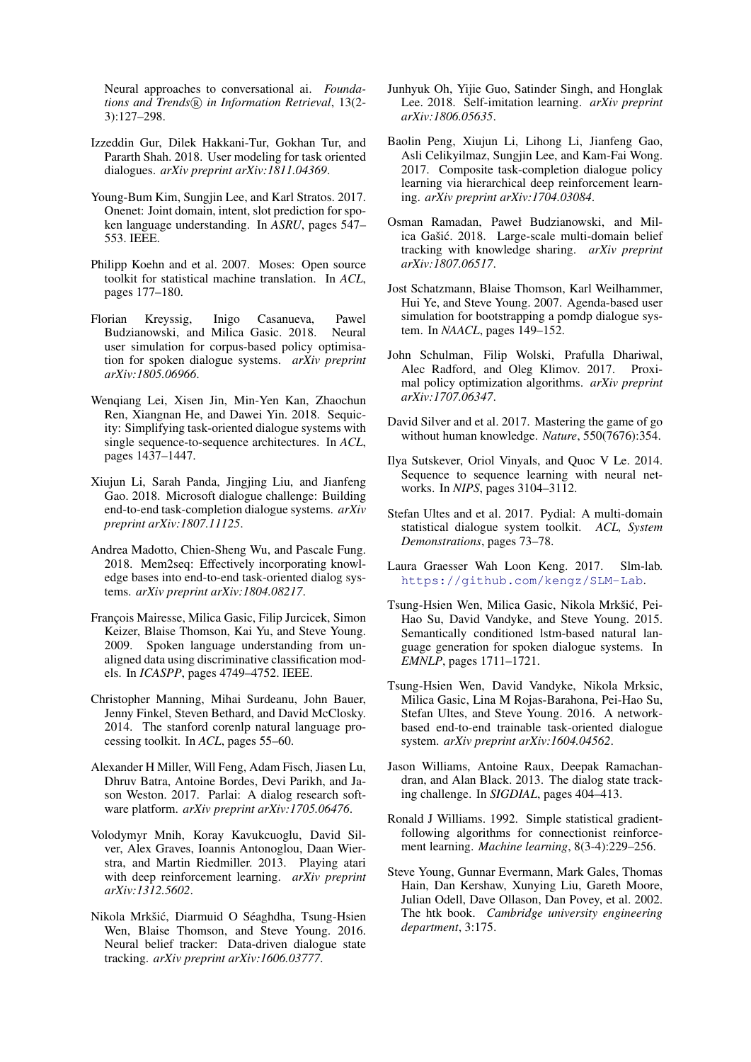Neural approaches to conversational ai. *Foundations and Trends® in Information Retrieval*, 13(2-3):127–298.

Izzeddin Gur, Dilek Hakkani-Tur, Gokhan Tur, and Pararth Shah. 2018. User modeling for task oriented dialogues. *arXiv preprint arXiv:1811.04369*.

Young-Bum Kim, Sungjin Lee, and Karl Stratos. 2017. Onenet: Joint domain, intent, slot prediction for spoken language understanding. In *ASRU*, pages 547–553. IEEE.

Philipp Koehn and et al. 2007. Moses: Open source toolkit for statistical machine translation. In *ACL*, pages 177–180.

Florian Kreyssig, Inigo Casanueva, Pawel Budzianowski, and Milica Gasic. 2018. Neural user simulation for corpus-based policy optimisation for spoken dialogue systems. *arXiv preprint arXiv:1805.06966*.

Wenqiang Lei, Xisen Jin, Min-Yen Kan, Zhaochun Ren, Xiangnan He, and Dawei Yin. 2018. Sequicity: Simplifying task-oriented dialogue systems with single sequence-to-sequence architectures. In *ACL*, pages 1437–1447.

Xiujun Li, Sarah Panda, Jingjing Liu, and Jianfeng Gao. 2018. Microsoft dialogue challenge: Building end-to-end task-completion dialogue systems. *arXiv preprint arXiv:1807.11125*.

Andrea Madotto, Chien-Sheng Wu, and Pascale Fung. 2018. Mem2seq: Effectively incorporating knowledge bases into end-to-end task-oriented dialog systems. *arXiv preprint arXiv:1804.08217*.

François Mairesse, Milica Gasic, Filip Jurcicek, Simon Keizer, Blaise Thomson, Kai Yu, and Steve Young. 2009. Spoken language understanding from unaligned data using discriminative classification models. In *ICASPP*, pages 4749–4752. IEEE.

Christopher Manning, Mihai Surdeanu, John Bauer, Jenny Finkel, Steven Bethard, and David McClosky. 2014. The stanford corenlp natural language processing toolkit. In *ACL*, pages 55–60.

Alexander H Miller, Will Feng, Adam Fisch, Jiasen Lu, Dhruv Batra, Antoine Bordes, Devi Parikh, and Jason Weston. 2017. Parlai: A dialog research software platform. *arXiv preprint arXiv:1705.06476*.

Volodymyr Mnih, Koray Kavukcuoglu, David Silver, Alex Graves, Ioannis Antonoglou, Daan Wierstra, and Martin Riedmiller. 2013. Playing atari with deep reinforcement learning. *arXiv preprint arXiv:1312.5602*.

Nikola Mrkšić, Diarmuid O Séaghdha, Tsung-Hsien Wen, Blaise Thomson, and Steve Young. 2016. Neural belief tracker: Data-driven dialogue state tracking. *arXiv preprint arXiv:1606.03777*.

Junhyuk Oh, Yijie Guo, Satinder Singh, and Honglak Lee. 2018. Self-imitation learning. *arXiv preprint arXiv:1806.05635*.

Baolin Peng, Xiujun Li, Lihong Li, Jianfeng Gao, Asli Celikyilmaz, Sungjin Lee, and Kam-Fai Wong. 2017. Composite task-completion dialogue policy learning via hierarchical deep reinforcement learning. *arXiv preprint arXiv:1704.03084*.

Osman Ramadan, Paweł Budzianowski, and Milica Gašić. 2018. Large-scale multi-domain belief tracking with knowledge sharing. *arXiv preprint arXiv:1807.06517*.

Jost Schatzmann, Blaise Thomson, Karl Weilhammer, Hui Ye, and Steve Young. 2007. Agenda-based user simulation for bootstrapping a pomdp dialogue system. In *NAACL*, pages 149–152.

John Schulman, Filip Wolski, Prafulla Dhariwal, Alec Radford, and Oleg Klimov. 2017. Proximal policy optimization algorithms. *arXiv preprint arXiv:1707.06347*.

David Silver and et al. 2017. Mastering the game of go without human knowledge. *Nature*, 550(7676):354.

Ilya Sutskever, Oriol Vinyals, and Quoc V Le. 2014. Sequence to sequence learning with neural networks. In *NIPS*, pages 3104–3112.

Stefan Ultes and et al. 2017. Pydial: A multi-domain statistical dialogue system toolkit. *ACL, System Demonstrations*, pages 73–78.

Laura Graesser Wah Loon Keng. 2017. Slm-lab. https://github.com/kengz/SLM-Lab.

Tsung-Hsien Wen, Milica Gasic, Nikola Mrkšić, Pei-Hao Su, David Vandyke, and Steve Young. 2015. Semantically conditioned lstm-based natural language generation for spoken dialogue systems. In *EMNLP*, pages 1711–1721.

Tsung-Hsien Wen, David Vandyke, Nikola Mrksic, Milica Gasic, Lina M Rojas-Barahona, Pei-Hao Su, Stefan Ultes, and Steve Young. 2016. A network-based end-to-end trainable task-oriented dialogue system. *arXiv preprint arXiv:1604.04562*.

Jason Williams, Antoine Raux, Deepak Ramachandran, and Alan Black. 2013. The dialog state tracking challenge. In *SIGDIAL*, pages 404–413.

Ronald J Williams. 1992. Simple statistical gradient-following algorithms for connectionist reinforcement learning. *Machine learning*, 8(3-4):229–256.

Steve Young, Gunnar Evermann, Mark Gales, Thomas Hain, Dan Kershaw, Xunying Liu, Gareth Moore, Julian Odell, Dave Ollason, Dan Povey, et al. 2002. The htk book. *Cambridge university engineering department*, 3:175.